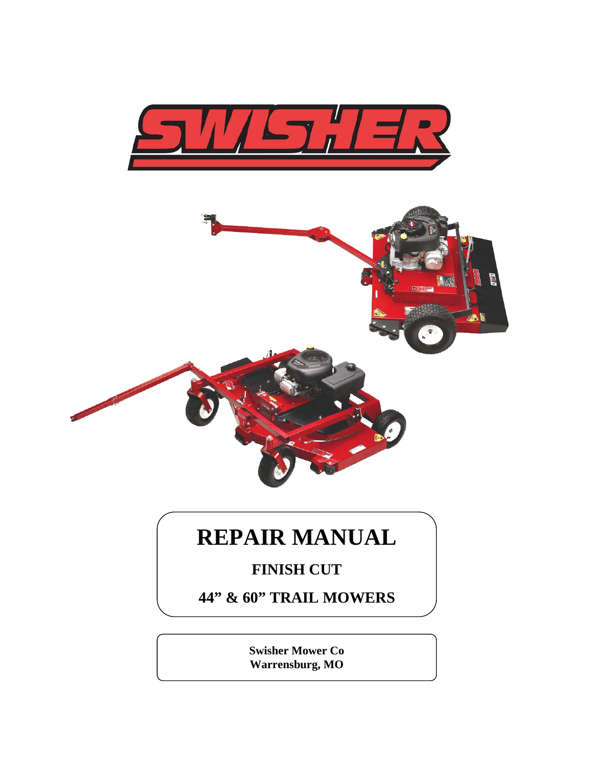# SWISHER

# REPAIR MANUAL

## FINISH CUT

## 44" & 60" TRAIL MOWERS

**Swisher Mower Co**
**Warrensburg, MO**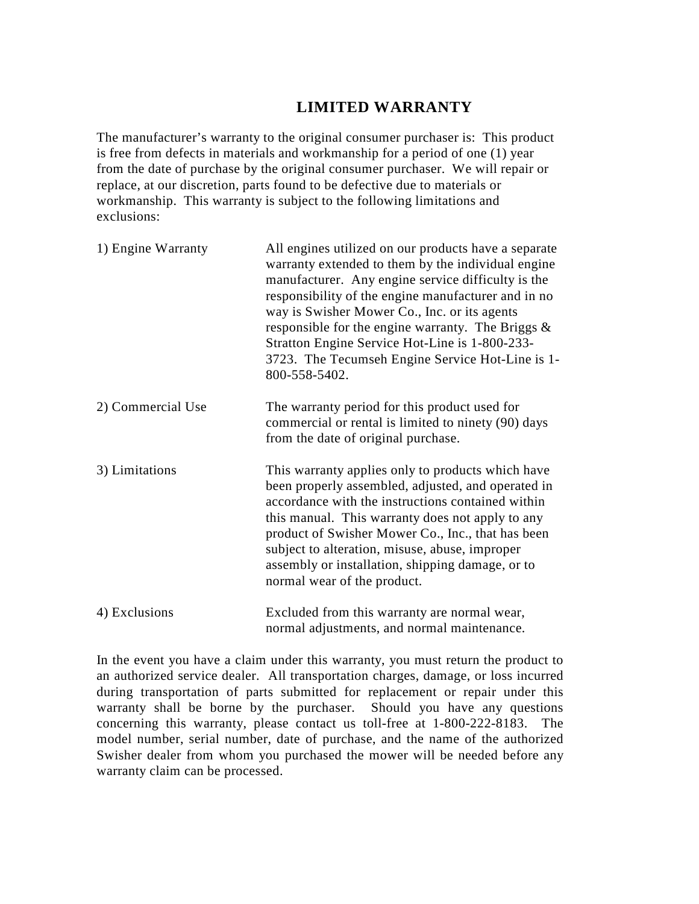# LIMITED WARRANTY

The manufacturer's warranty to the original consumer purchaser is: This product is free from defects in materials and workmanship for a period of one (1) year from the date of purchase by the original consumer purchaser. We will repair or replace, at our discretion, parts found to be defective due to materials or workmanship. This warranty is subject to the following limitations and exclusions:

| | |
|---|---|
| 1) Engine Warranty | All engines utilized on our products have a separate warranty extended to them by the individual engine manufacturer. Any engine service difficulty is the responsibility of the engine manufacturer and in no way is Swisher Mower Co., Inc. or its agents responsible for the engine warranty. The Briggs & Stratton Engine Service Hot-Line is 1-800-233-3723. The Tecumseh Engine Service Hot-Line is 1-800-558-5402. |
| 2) Commercial Use | The warranty period for this product used for commercial or rental is limited to ninety (90) days from the date of original purchase. |
| 3) Limitations | This warranty applies only to products which have been properly assembled, adjusted, and operated in accordance with the instructions contained within this manual. This warranty does not apply to any product of Swisher Mower Co., Inc., that has been subject to alteration, misuse, abuse, improper assembly or installation, shipping damage, or to normal wear of the product. |
| 4) Exclusions | Excluded from this warranty are normal wear, normal adjustments, and normal maintenance. |

In the event you have a claim under this warranty, you must return the product to an authorized service dealer. All transportation charges, damage, or loss incurred during transportation of parts submitted for replacement or repair under this warranty shall be borne by the purchaser. Should you have any questions concerning this warranty, please contact us toll-free at 1-800-222-8183. The model number, serial number, date of purchase, and the name of the authorized Swisher dealer from whom you purchased the mower will be needed before any warranty claim can be processed.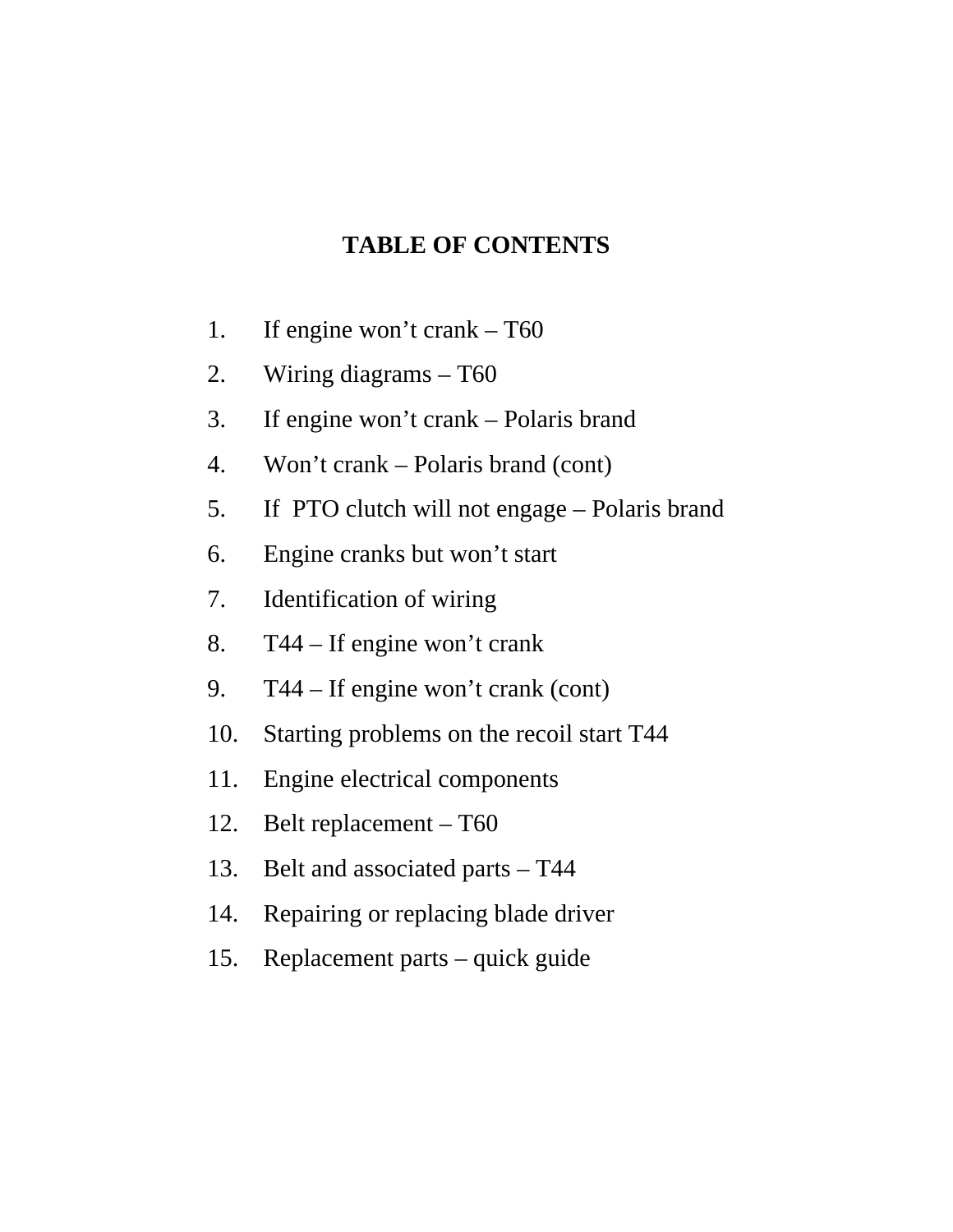# TABLE OF CONTENTS

1. If engine won't crank – T60
2. Wiring diagrams – T60
3. If engine won't crank – Polaris brand
4. Won't crank – Polaris brand (cont)
5. If PTO clutch will not engage – Polaris brand
6. Engine cranks but won't start
7. Identification of wiring
8. T44 – If engine won't crank
9. T44 – If engine won't crank (cont)
10. Starting problems on the recoil start T44
11. Engine electrical components
12. Belt replacement – T60
13. Belt and associated parts – T44
14. Repairing or replacing blade driver
15. Replacement parts – quick guide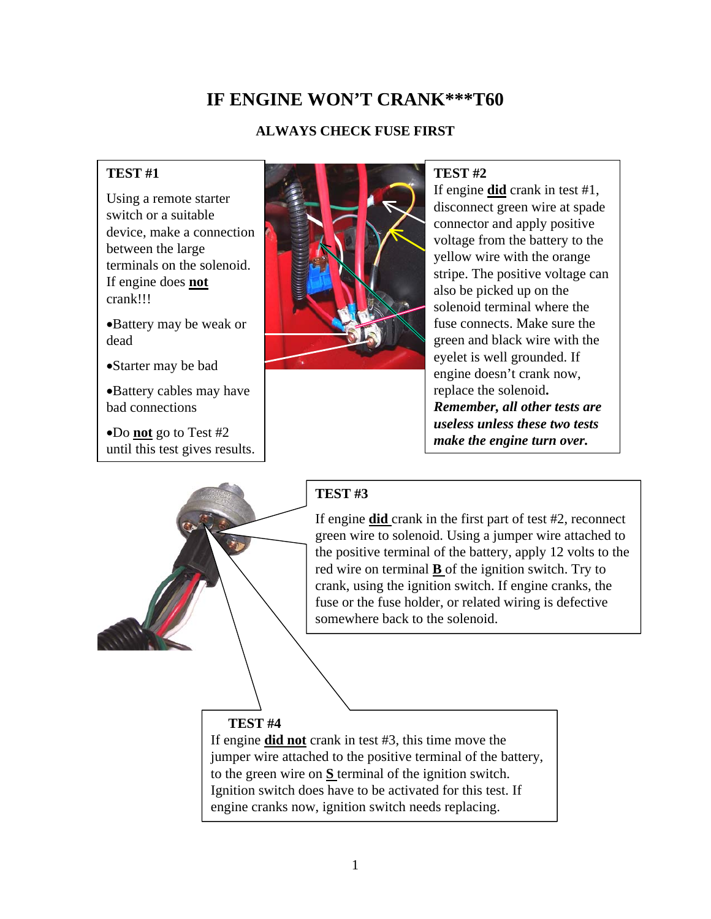# IF ENGINE WON'T CRANK***T60

## ALWAYS CHECK FUSE FIRST

### TEST #1

Using a remote starter switch or a suitable device, make a connection between the large terminals on the solenoid. If engine does **not** crank!!!

- Battery may be weak or dead
- Starter may be bad
- Battery cables may have bad connections
- Do **not** go to Test #2 until this test gives results.

### TEST #2

If engine **did** crank in test #1, disconnect green wire at spade connector and apply positive voltage from the battery to the yellow wire with the orange stripe. The positive voltage can also be picked up on the solenoid terminal where the fuse connects. Make sure the green and black wire with the eyelet is well grounded. If engine doesn't crank now, replace the solenoid**.** ***Remember, all other tests are useless unless these two tests make the engine turn over.***

### TEST #3

If engine **did** crank in the first part of test #2, reconnect green wire to solenoid. Using a jumper wire attached to the positive terminal of the battery, apply 12 volts to the red wire on terminal **B** of the ignition switch. Try to crank, using the ignition switch. If engine cranks, the fuse or the fuse holder, or related wiring is defective somewhere back to the solenoid.

### TEST #4

If engine **did not** crank in test #3, this time move the jumper wire attached to the positive terminal of the battery, to the green wire on **S** terminal of the ignition switch. Ignition switch does have to be activated for this test. If engine cranks now, ignition switch needs replacing.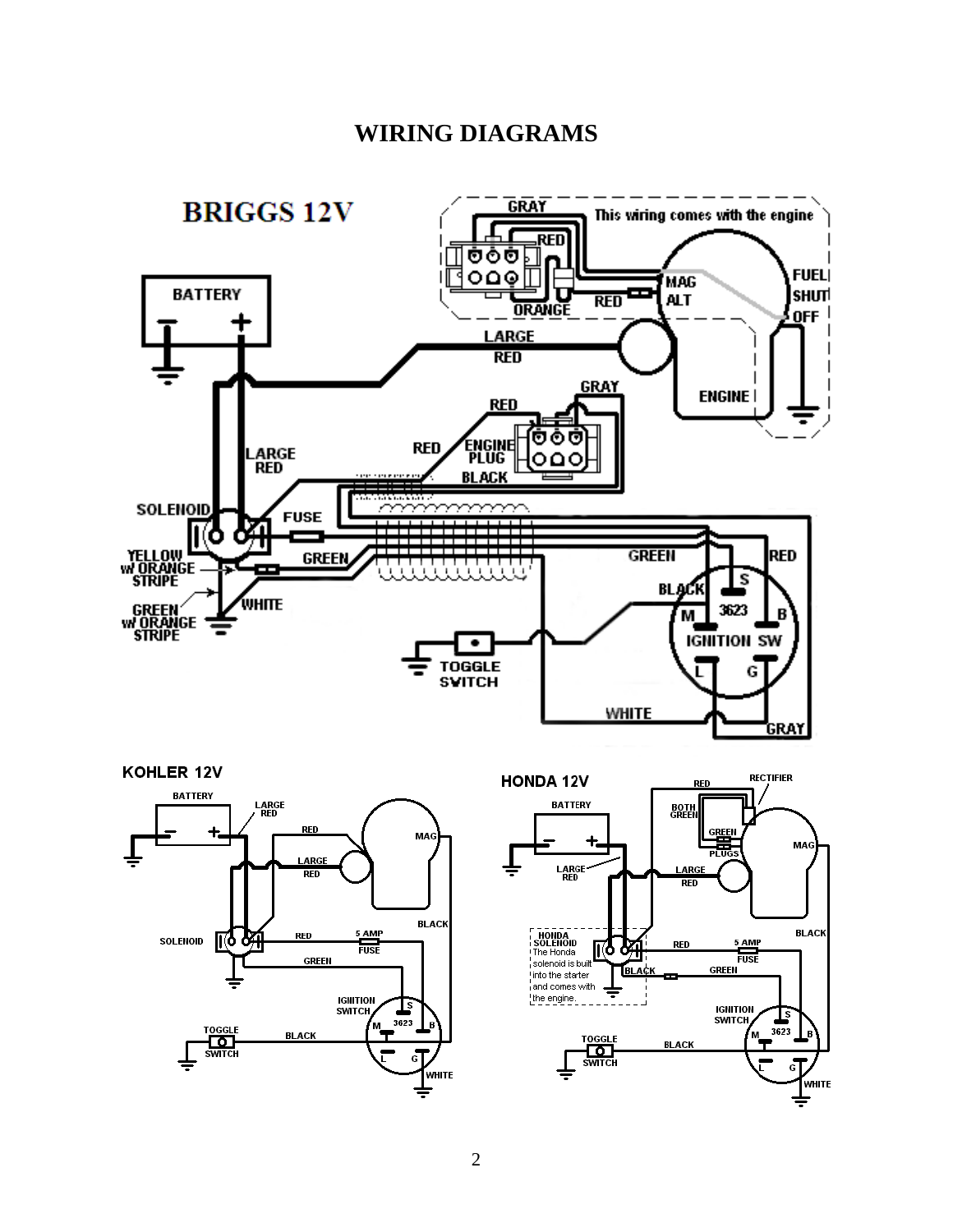# WIRING DIAGRAMS

## BRIGGS 12V

This wiring comes with the engine

## KOHLER 12V

## HONDA 12V

HONDA SOLENOID The Honda solenoid is built into the starter and comes with the engine.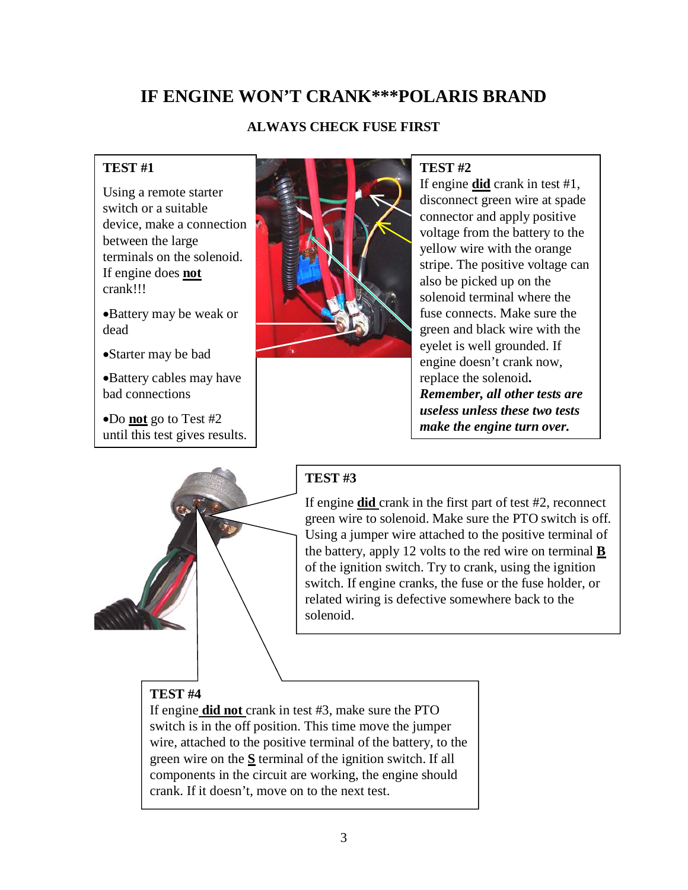# IF ENGINE WON'T CRANK***POLARIS BRAND

## ALWAYS CHECK FUSE FIRST

**TEST #1**

Using a remote starter switch or a suitable device, make a connection between the large terminals on the solenoid. If engine does **not** crank!!!

- Battery may be weak or dead
- Starter may be bad
- Battery cables may have bad connections
- Do **not** go to Test #2 until this test gives results.

**TEST #2**

If engine **did** crank in test #1, disconnect green wire at spade connector and apply positive voltage from the battery to the yellow wire with the orange stripe. The positive voltage can also be picked up on the solenoid terminal where the fuse connects. Make sure the green and black wire with the eyelet is well grounded. If engine doesn't crank now, replace the solenoid. ***Remember, all other tests are useless unless these two tests make the engine turn over.***

**TEST #3**

If engine **did** crank in the first part of test #2, reconnect green wire to solenoid. Make sure the PTO switch is off. Using a jumper wire attached to the positive terminal of the battery, apply 12 volts to the red wire on terminal **B** of the ignition switch. Try to crank, using the ignition switch. If engine cranks, the fuse or the fuse holder, or related wiring is defective somewhere back to the solenoid.

**TEST #4**

If engine **did not** crank in test #3, make sure the PTO switch is in the off position. This time move the jumper wire, attached to the positive terminal of the battery, to the green wire on the **S** terminal of the ignition switch. If all components in the circuit are working, the engine should crank. If it doesn't, move on to the next test.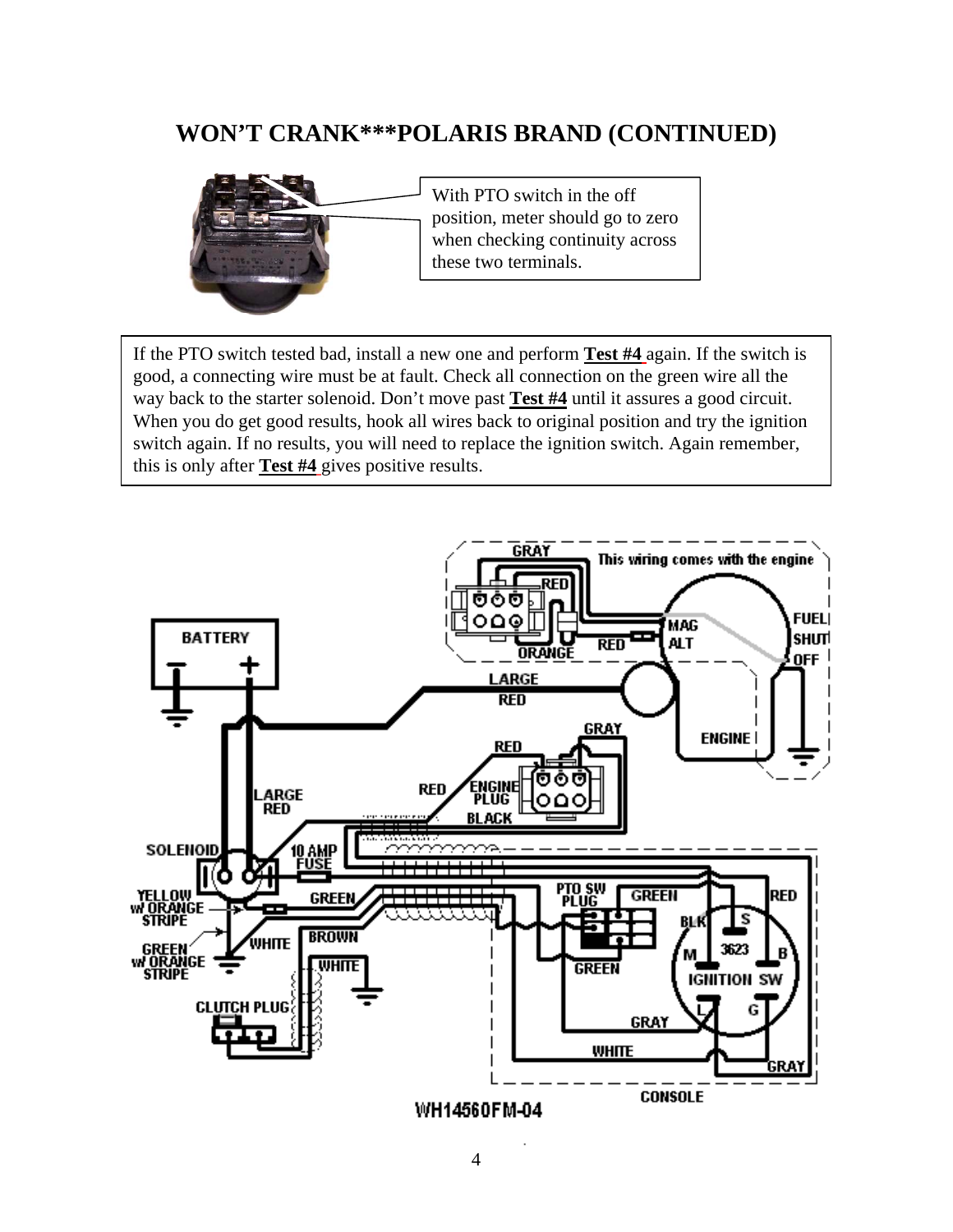# WON'T CRANK***POLARIS BRAND (CONTINUED)

With PTO switch in the off position, meter should go to zero when checking continuity across these two terminals.

If the PTO switch tested bad, install a new one and perform **Test #4** again. If the switch is good, a connecting wire must be at fault. Check all connection on the green wire all the way back to the starter solenoid. Don't move past **Test #4** until it assures a good circuit. When you do get good results, hook all wires back to original position and try the ignition switch again. If no results, you will need to replace the ignition switch. Again remember, this is only after **Test #4** gives positive results.

WH14560FM-04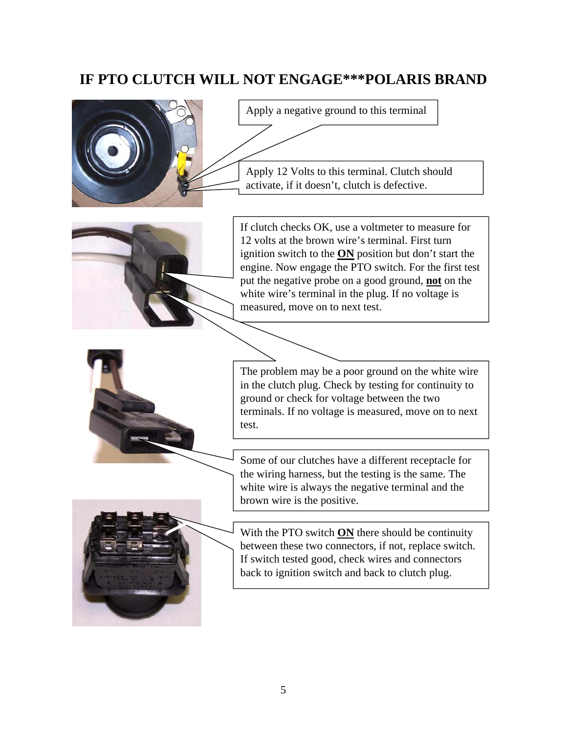# IF PTO CLUTCH WILL NOT ENGAGE***POLARIS BRAND

Apply a negative ground to this terminal

Apply 12 Volts to this terminal. Clutch should activate, if it doesn't, clutch is defective.

If clutch checks OK, use a voltmeter to measure for 12 volts at the brown wire's terminal. First turn ignition switch to the **ON** position but don't start the engine. Now engage the PTO switch. For the first test put the negative probe on a good ground, **not** on the white wire's terminal in the plug. If no voltage is measured, move on to next test.

The problem may be a poor ground on the white wire in the clutch plug. Check by testing for continuity to ground or check for voltage between the two terminals. If no voltage is measured, move on to next test.

Some of our clutches have a different receptacle for the wiring harness, but the testing is the same. The white wire is always the negative terminal and the brown wire is the positive.

With the PTO switch **ON** there should be continuity between these two connectors, if not, replace switch. If switch tested good, check wires and connectors back to ignition switch and back to clutch plug.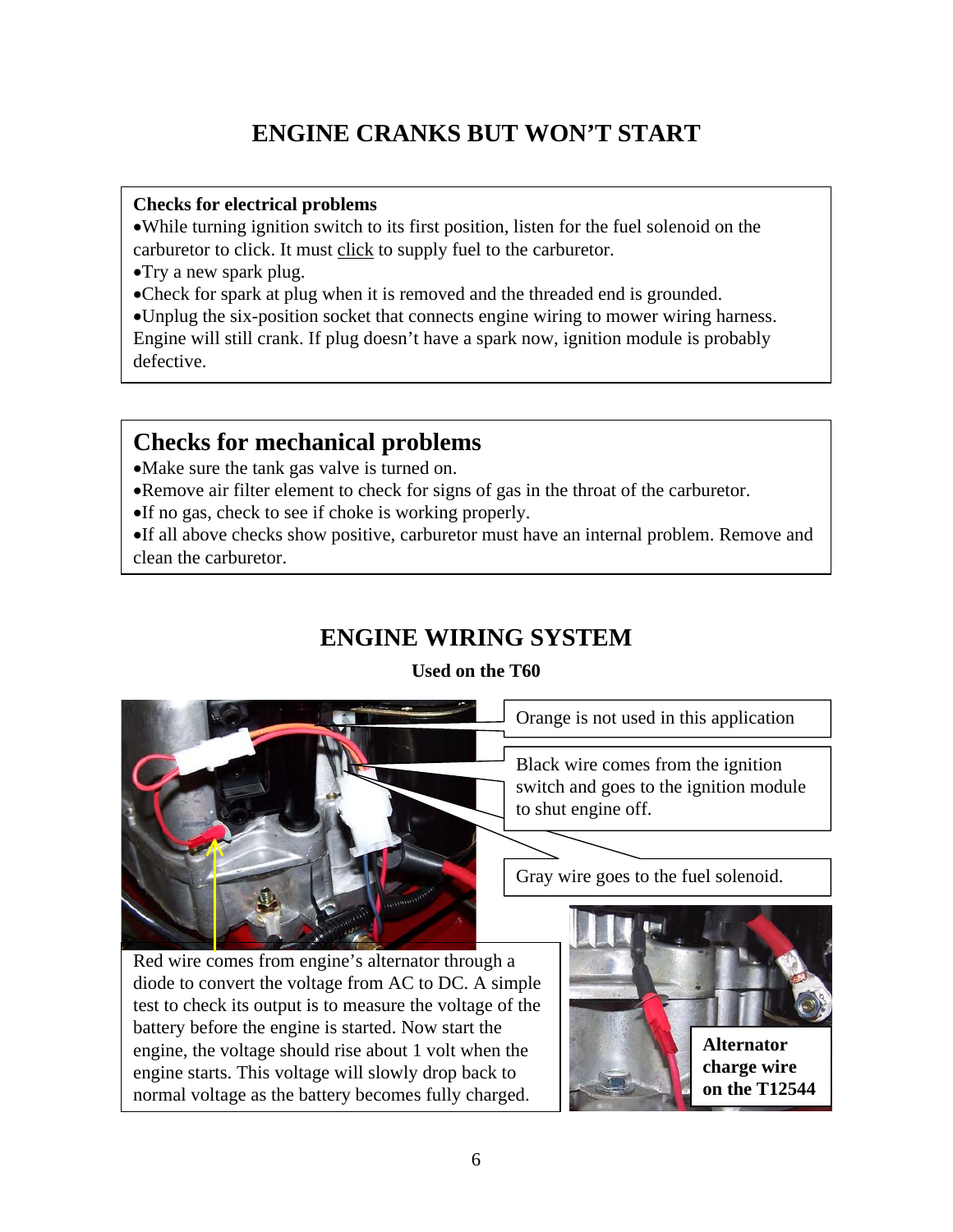# ENGINE CRANKS BUT WON'T START

**Checks for electrical problems**

- While turning ignition switch to its first position, listen for the fuel solenoid on the carburetor to click. It must click to supply fuel to the carburetor.
- Try a new spark plug.
- Check for spark at plug when it is removed and the threaded end is grounded.
- Unplug the six-position socket that connects engine wiring to mower wiring harness. Engine will still crank. If plug doesn't have a spark now, ignition module is probably defective.

## Checks for mechanical problems

- Make sure the tank gas valve is turned on.
- Remove air filter element to check for signs of gas in the throat of the carburetor.
- If no gas, check to see if choke is working properly.
- If all above checks show positive, carburetor must have an internal problem. Remove and clean the carburetor.

# ENGINE WIRING SYSTEM

**Used on the T60**

Orange is not used in this application

Black wire comes from the ignition switch and goes to the ignition module to shut engine off.

Gray wire goes to the fuel solenoid.

Red wire comes from engine's alternator through a diode to convert the voltage from AC to DC. A simple test to check its output is to measure the voltage of the battery before the engine is started. Now start the engine, the voltage should rise about 1 volt when the engine starts. This voltage will slowly drop back to normal voltage as the battery becomes fully charged.

**Alternator charge wire on the T12544**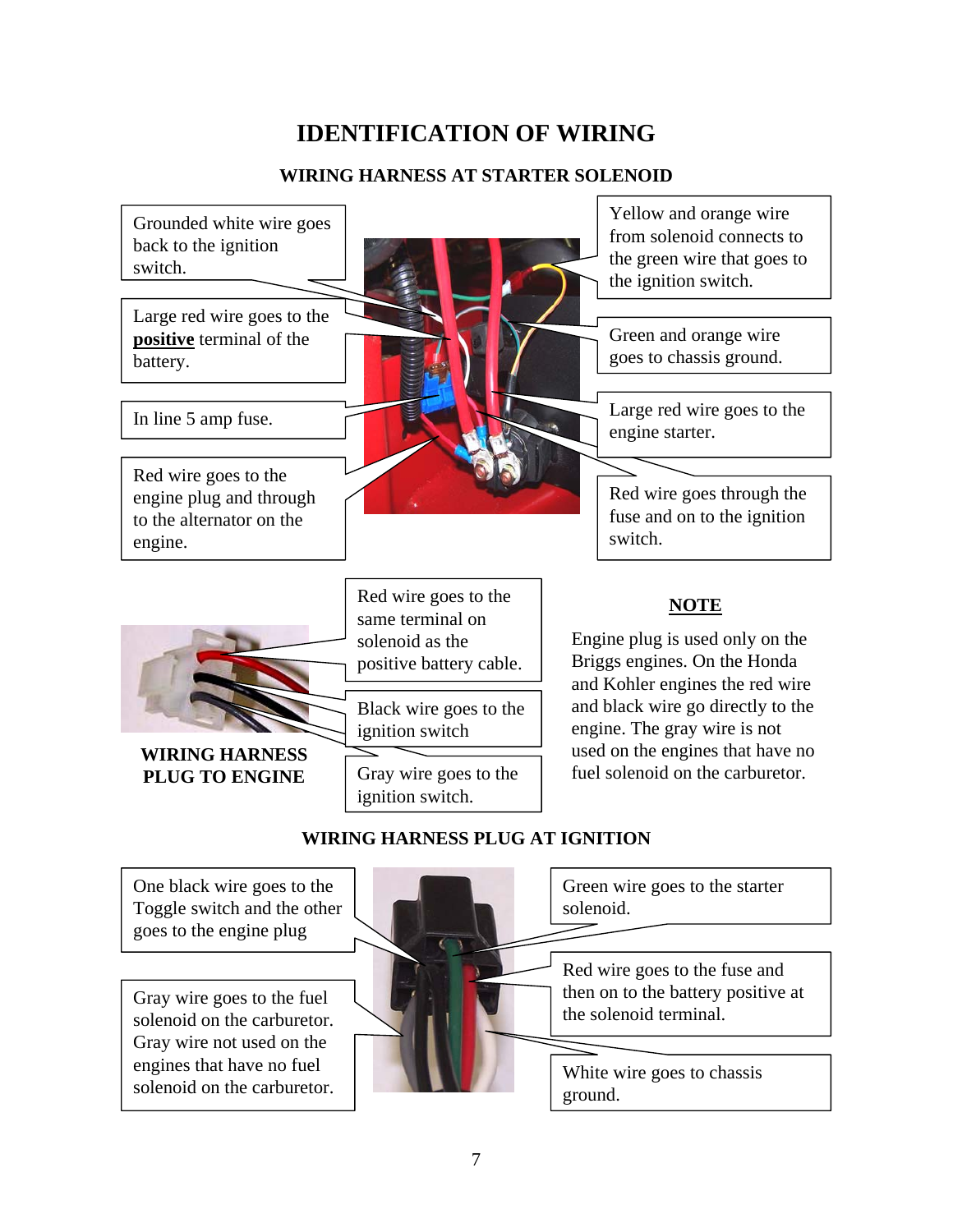# IDENTIFICATION OF WIRING

## WIRING HARNESS AT STARTER SOLENOID

Grounded white wire goes back to the ignition switch.

Large red wire goes to the **positive** terminal of the battery.

In line 5 amp fuse.

Red wire goes to the engine plug and through to the alternator on the engine.

Yellow and orange wire from solenoid connects to the green wire that goes to the ignition switch.

Green and orange wire goes to chassis ground.

Large red wire goes to the engine starter.

Red wire goes through the fuse and on to the ignition switch.

## WIRING HARNESS PLUG TO ENGINE

Red wire goes to the same terminal on solenoid as the positive battery cable.

Black wire goes to the ignition switch

Gray wire goes to the ignition switch.

### NOTE

Engine plug is used only on the Briggs engines. On the Honda and Kohler engines the red wire and black wire go directly to the engine. The gray wire is not used on the engines that have no fuel solenoid on the carburetor.

## WIRING HARNESS PLUG AT IGNITION

One black wire goes to the Toggle switch and the other goes to the engine plug

Gray wire goes to the fuel solenoid on the carburetor. Gray wire not used on the engines that have no fuel solenoid on the carburetor.

Green wire goes to the starter solenoid.

Red wire goes to the fuse and then on to the battery positive at the solenoid terminal.

White wire goes to chassis ground.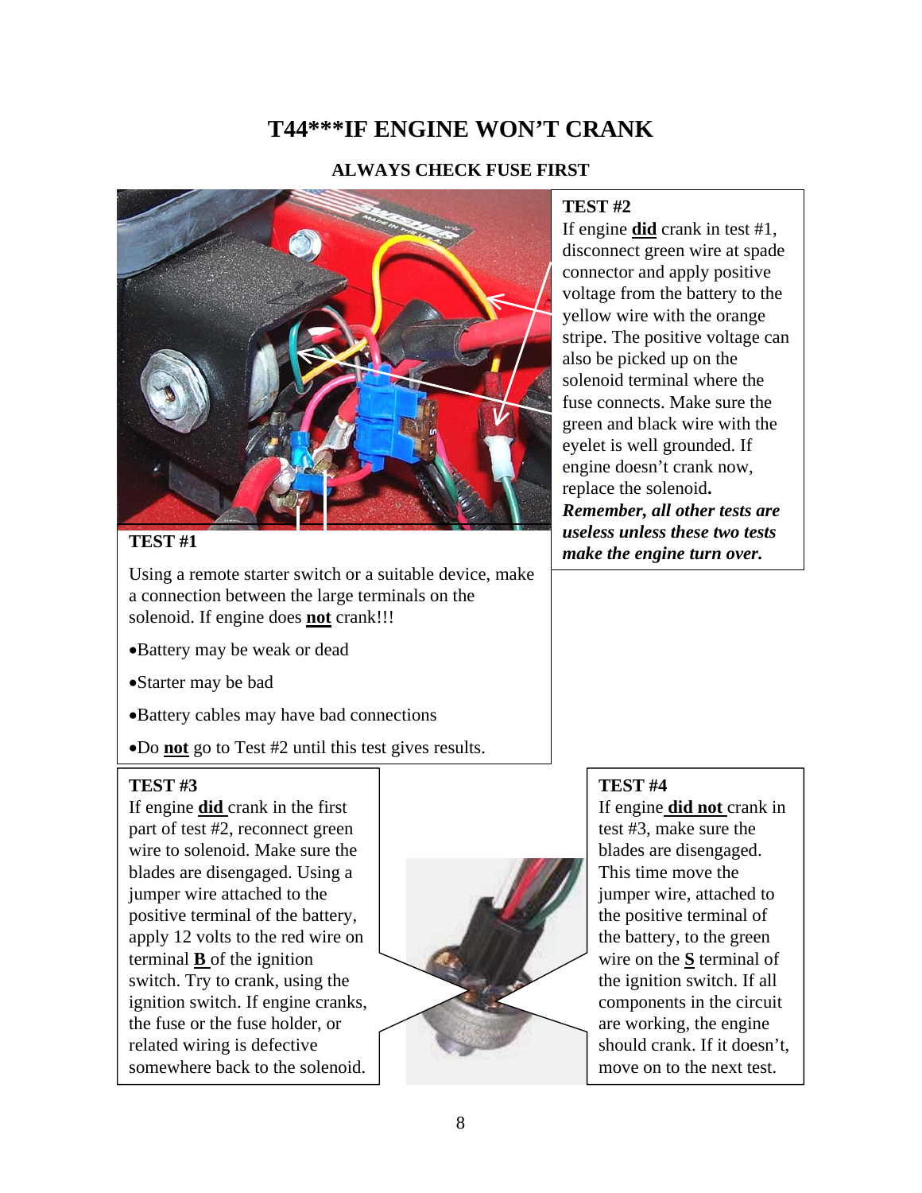# T44***IF ENGINE WON'T CRANK

### ALWAYS CHECK FUSE FIRST

**TEST #1**

Using a remote starter switch or a suitable device, make a connection between the large terminals on the solenoid. If engine does **not** crank!!!

- Battery may be weak or dead
- Starter may be bad
- Battery cables may have bad connections
- Do **not** go to Test #2 until this test gives results.

**TEST #2**

If engine **did** crank in test #1, disconnect green wire at spade connector and apply positive voltage from the battery to the yellow wire with the orange stripe. The positive voltage can also be picked up on the solenoid terminal where the fuse connects. Make sure the green and black wire with the eyelet is well grounded. If engine doesn't crank now, replace the solenoid**.** ***Remember, all other tests are useless unless these two tests make the engine turn over.***

**TEST #3**

If engine **did** crank in the first part of test #2, reconnect green wire to solenoid. Make sure the blades are disengaged. Using a jumper wire attached to the positive terminal of the battery, apply 12 volts to the red wire on terminal **B** of the ignition switch. Try to crank, using the ignition switch. If engine cranks, the fuse or the fuse holder, or related wiring is defective somewhere back to the solenoid.

**TEST #4**

If engine **did not** crank in test #3, make sure the blades are disengaged. This time move the jumper wire, attached to the positive terminal of the battery, to the green wire on the **S** terminal of the ignition switch. If all components in the circuit are working, the engine should crank. If it doesn't, move on to the next test.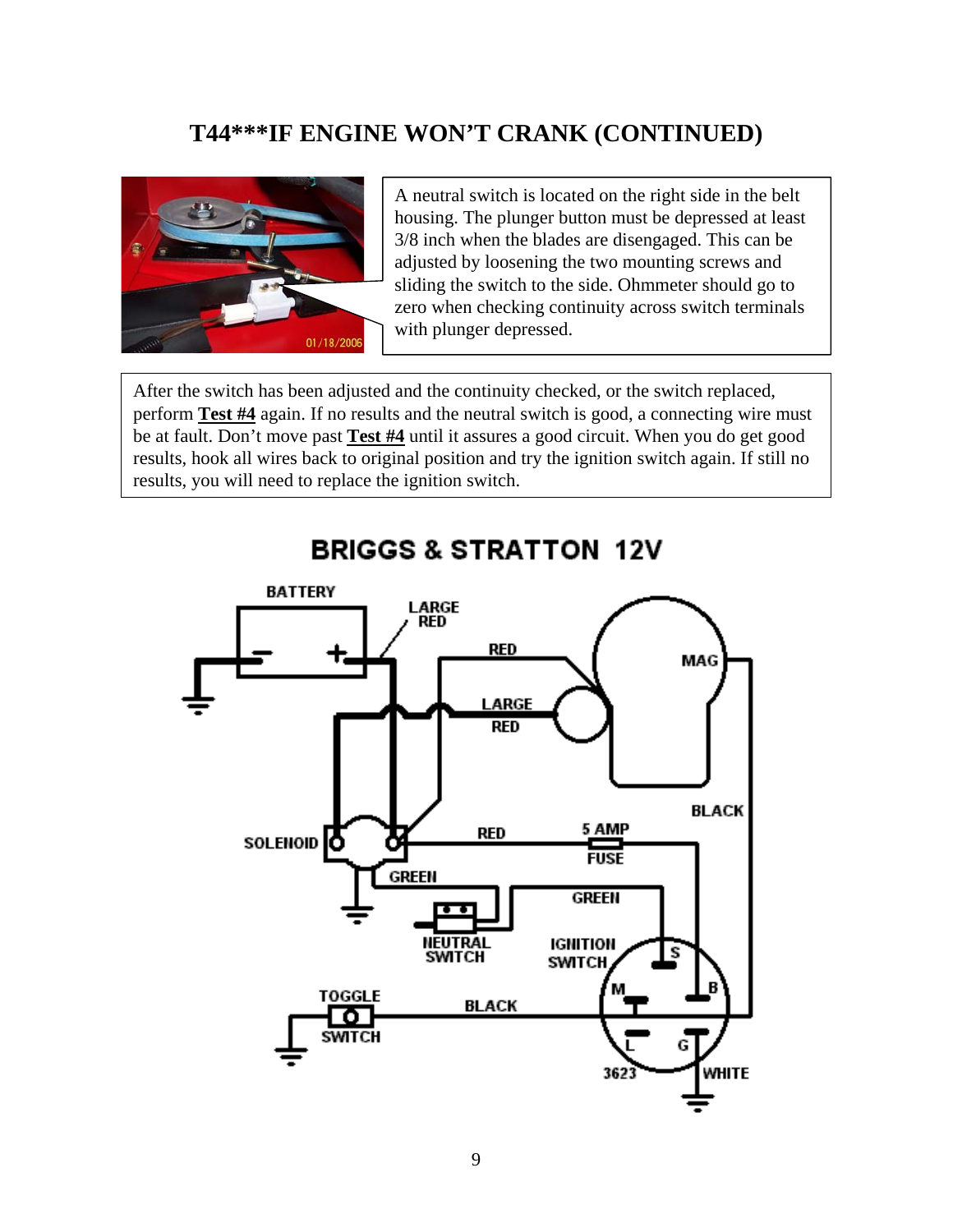## T44***IF ENGINE WON'T CRANK (CONTINUED)

A neutral switch is located on the right side in the belt housing. The plunger button must be depressed at least 3/8 inch when the blades are disengaged. This can be adjusted by loosening the two mounting screws and sliding the switch to the side. Ohmmeter should go to zero when checking continuity across switch terminals with plunger depressed.

After the switch has been adjusted and the continuity checked, or the switch replaced, perform **Test #4** again. If no results and the neutral switch is good, a connecting wire must be at fault. Don't move past **Test #4** until it assures a good circuit. When you do get good results, hook all wires back to original position and try the ignition switch again. If still no results, you will need to replace the ignition switch.

### BRIGGS & STRATTON 12V

BATTERY, LARGE RED, RED, MAG, LARGE RED, BLACK, SOLENOID, RED, 5 AMP FUSE, GREEN, GREEN, NEUTRAL SWITCH, IGNITION SWITCH, S, M, B, L, G, TOGGLE SWITCH, BLACK, 3623, WHITE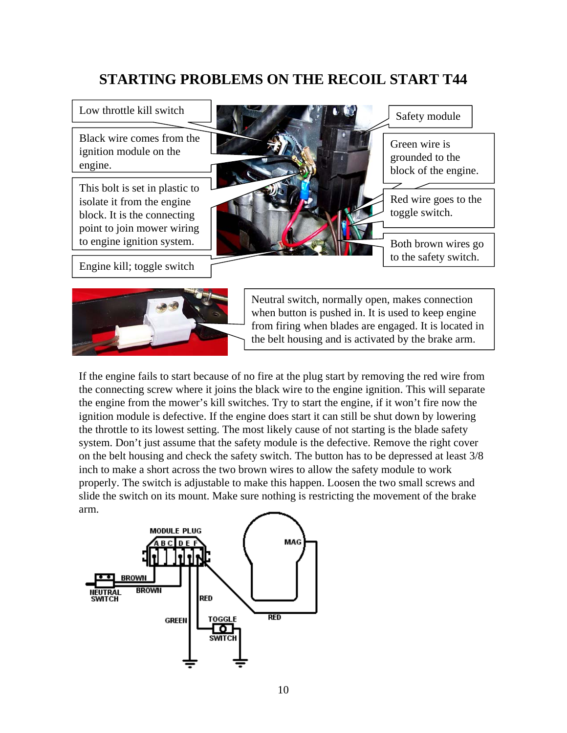# STARTING PROBLEMS ON THE RECOIL START T44

Low throttle kill switch

Black wire comes from the ignition module on the engine.

This bolt is set in plastic to isolate it from the engine block. It is the connecting point to join mower wiring to engine ignition system.

Engine kill; toggle switch

Safety module

Green wire is grounded to the block of the engine.

Red wire goes to the toggle switch.

Both brown wires go to the safety switch.

Neutral switch, normally open, makes connection when button is pushed in. It is used to keep engine from firing when blades are engaged. It is located in the belt housing and is activated by the brake arm.

If the engine fails to start because of no fire at the plug start by removing the red wire from the connecting screw where it joins the black wire to the engine ignition. This will separate the engine from the mower's kill switches. Try to start the engine, if it won't fire now the ignition module is defective. If the engine does start it can still be shut down by lowering the throttle to its lowest setting. The most likely cause of not starting is the blade safety system. Don't just assume that the safety module is the defective. Remove the right cover on the belt housing and check the safety switch. The button has to be depressed at least 3/8 inch to make a short across the two brown wires to allow the safety module to work properly. The switch is adjustable to make this happen. Loosen the two small screws and slide the switch on its mount. Make sure nothing is restricting the movement of the brake arm.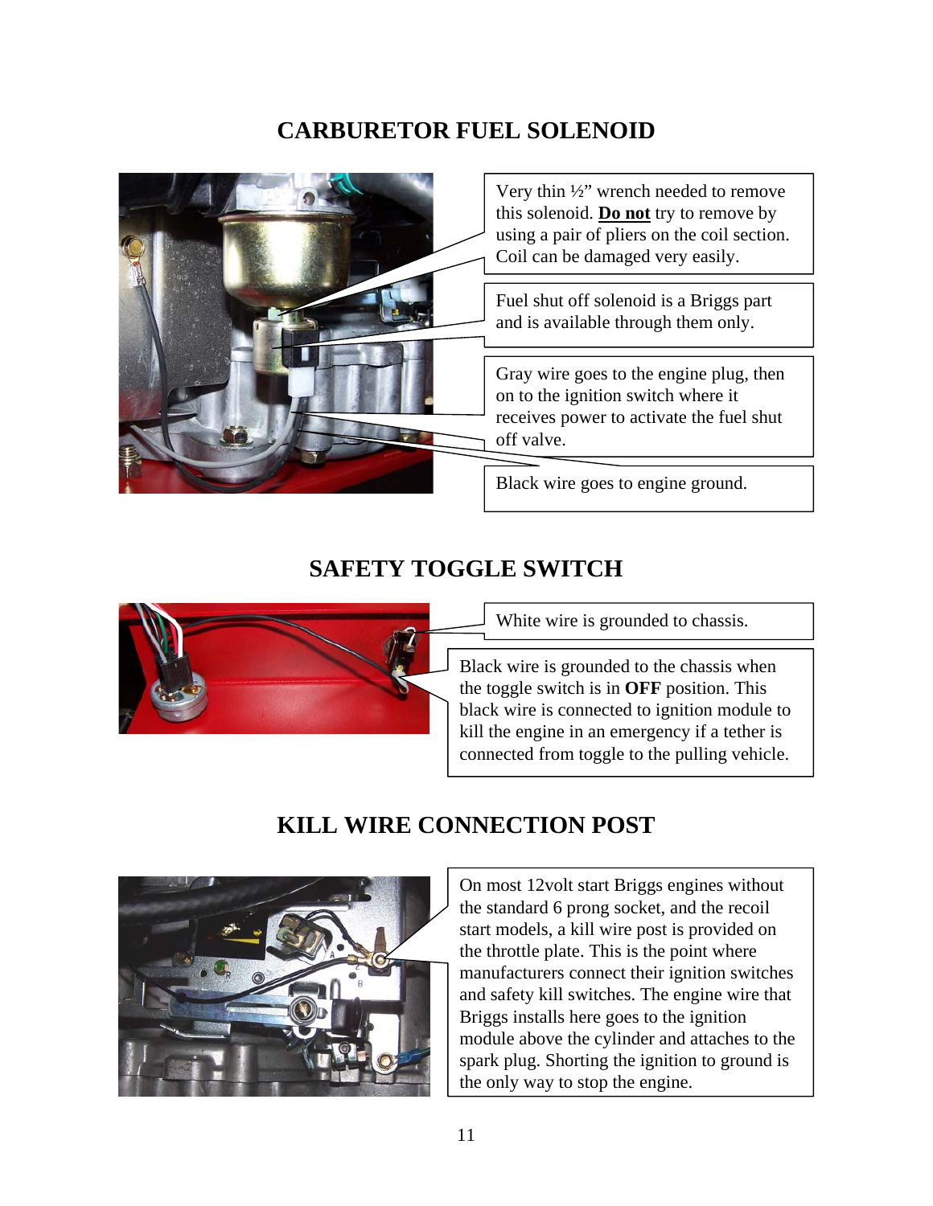## CARBURETOR FUEL SOLENOID

Very thin ½" wrench needed to remove this solenoid. **Do not** try to remove by using a pair of pliers on the coil section. Coil can be damaged very easily.

Fuel shut off solenoid is a Briggs part and is available through them only.

Gray wire goes to the engine plug, then on to the ignition switch where it receives power to activate the fuel shut off valve.

Black wire goes to engine ground.

## SAFETY TOGGLE SWITCH

White wire is grounded to chassis.

Black wire is grounded to the chassis when the toggle switch is in **OFF** position. This black wire is connected to ignition module to kill the engine in an emergency if a tether is connected from toggle to the pulling vehicle.

## KILL WIRE CONNECTION POST

On most 12volt start Briggs engines without the standard 6 prong socket, and the recoil start models, a kill wire post is provided on the throttle plate. This is the point where manufacturers connect their ignition switches and safety kill switches. The engine wire that Briggs installs here goes to the ignition module above the cylinder and attaches to the spark plug. Shorting the ignition to ground is the only way to stop the engine.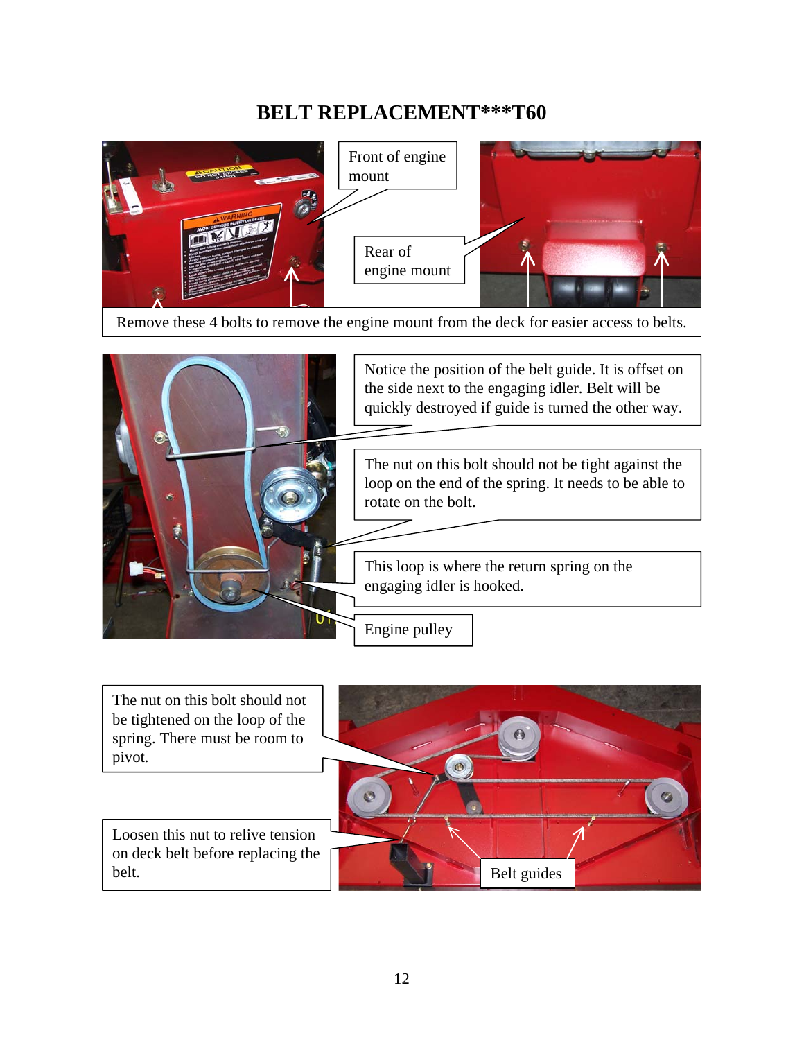# BELT REPLACEMENT***T60

Front of engine mount

Rear of engine mount

Remove these 4 bolts to remove the engine mount from the deck for easier access to belts.

Notice the position of the belt guide. It is offset on the side next to the engaging idler. Belt will be quickly destroyed if guide is turned the other way.

The nut on this bolt should not be tight against the loop on the end of the spring. It needs to be able to rotate on the bolt.

This loop is where the return spring on the engaging idler is hooked.

Engine pulley

The nut on this bolt should not be tightened on the loop of the spring. There must be room to pivot.

Loosen this nut to relive tension on deck belt before replacing the belt.

Belt guides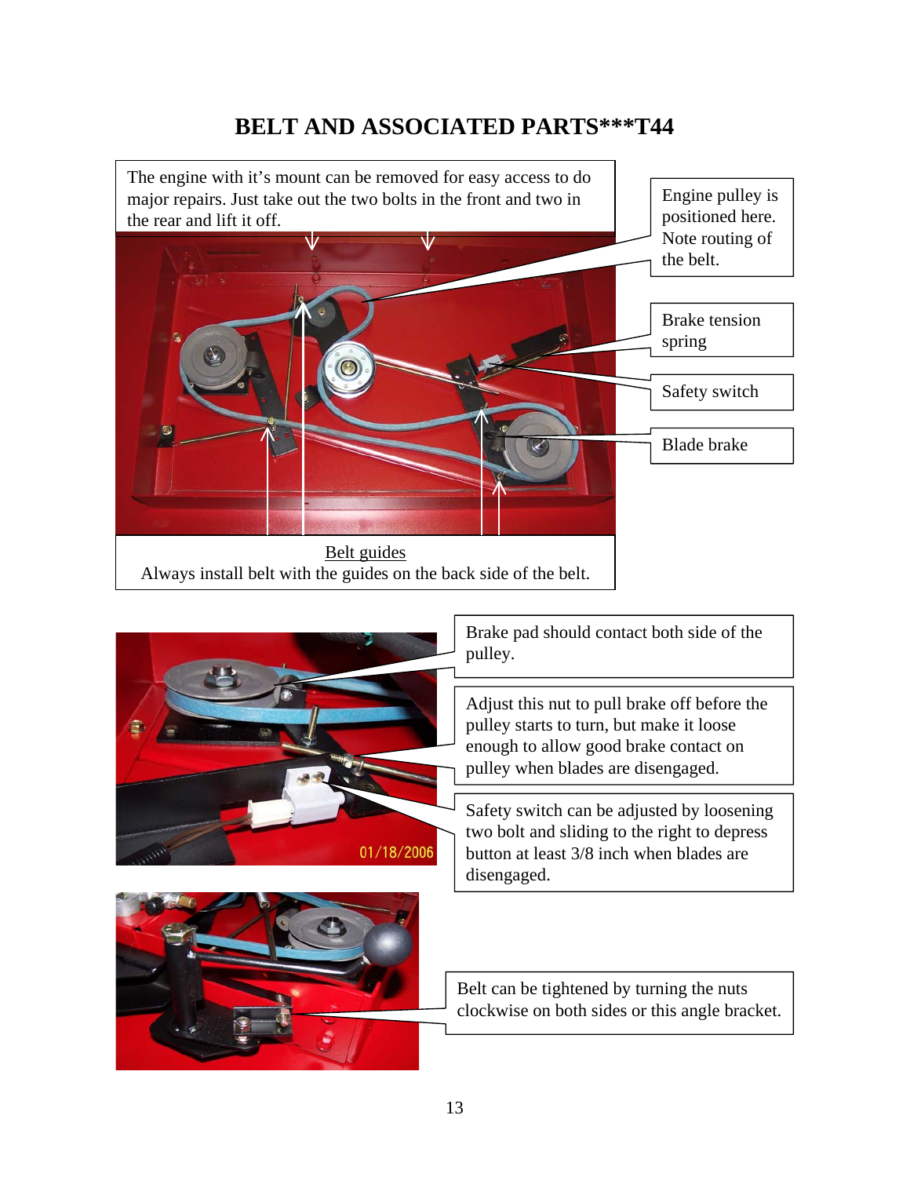# BELT AND ASSOCIATED PARTS***T44

The engine with it's mount can be removed for easy access to do major repairs. Just take out the two bolts in the front and two in the rear and lift it off.

Engine pulley is positioned here. Note routing of the belt.

Brake tension spring

Safety switch

Blade brake

Belt guides

Always install belt with the guides on the back side of the belt.

Brake pad should contact both side of the pulley.

Adjust this nut to pull brake off before the pulley starts to turn, but make it loose enough to allow good brake contact on pulley when blades are disengaged.

Safety switch can be adjusted by loosening two bolt and sliding to the right to depress button at least 3/8 inch when blades are disengaged.

01/18/2006

Belt can be tightened by turning the nuts clockwise on both sides or this angle bracket.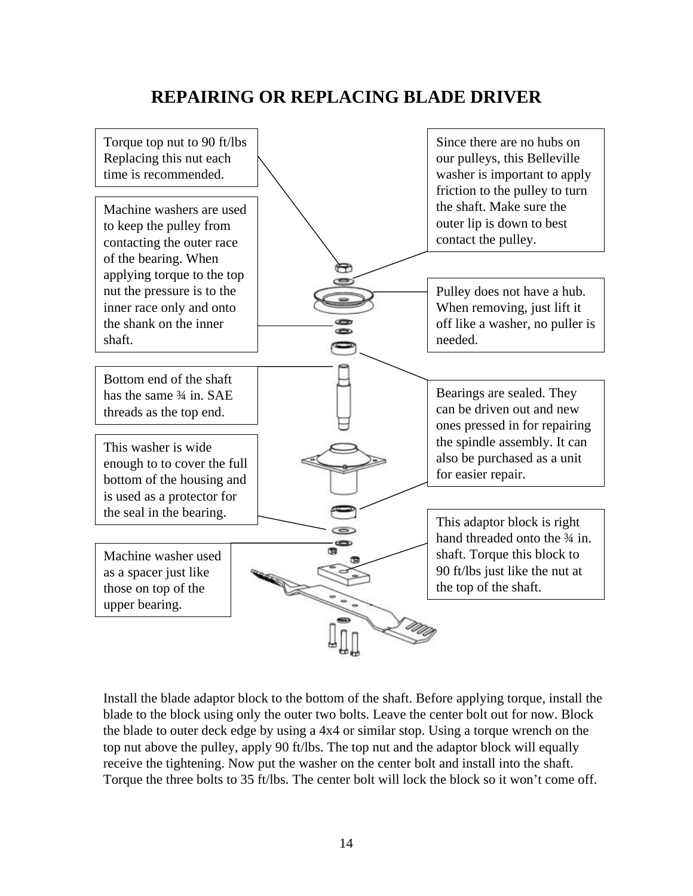# REPAIRING OR REPLACING BLADE DRIVER

Torque top nut to 90 ft/lbs Replacing this nut each time is recommended.

Machine washers are used to keep the pulley from contacting the outer race of the bearing. When applying torque to the top nut the pressure is to the inner race only and onto the shank on the inner shaft.

Bottom end of the shaft has the same ¾ in. SAE threads as the top end.

This washer is wide enough to to cover the full bottom of the housing and is used as a protector for the seal in the bearing.

Machine washer used as a spacer just like those on top of the upper bearing.

Since there are no hubs on our pulleys, this Belleville washer is important to apply friction to the pulley to turn the shaft. Make sure the outer lip is down to best contact the pulley.

Pulley does not have a hub. When removing, just lift it off like a washer, no puller is needed.

Bearings are sealed. They can be driven out and new ones pressed in for repairing the spindle assembly. It can also be purchased as a unit for easier repair.

This adaptor block is right hand threaded onto the ¾ in. shaft. Torque this block to 90 ft/lbs just like the nut at the top of the shaft.

Install the blade adaptor block to the bottom of the shaft. Before applying torque, install the blade to the block using only the outer two bolts. Leave the center bolt out for now. Block the blade to outer deck edge by using a 4x4 or similar stop. Using a torque wrench on the top nut above the pulley, apply 90 ft/lbs. The top nut and the adaptor block will equally receive the tightening. Now put the washer on the center bolt and install into the shaft. Torque the three bolts to 35 ft/lbs. The center bolt will lock the block so it won't come off.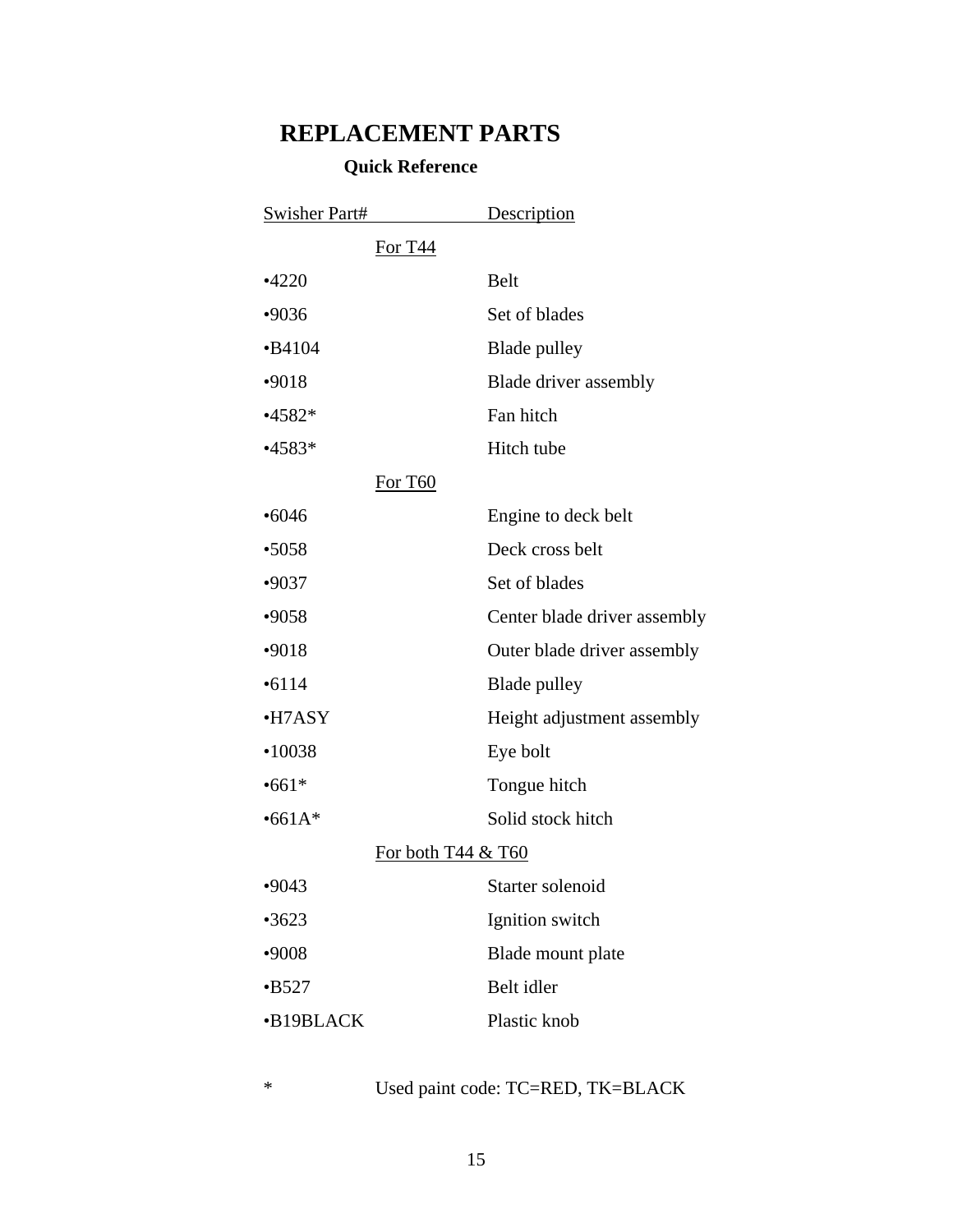# REPLACEMENT PARTS

### Quick Reference

| Swisher Part# | Description |
|---|---|
| **For T44** | |
| •4220 | Belt |
| •9036 | Set of blades |
| •B4104 | Blade pulley |
| •9018 | Blade driver assembly |
| •4582* | Fan hitch |
| •4583* | Hitch tube |
| **For T60** | |
| •6046 | Engine to deck belt |
| •5058 | Deck cross belt |
| •9037 | Set of blades |
| •9058 | Center blade driver assembly |
| •9018 | Outer blade driver assembly |
| •6114 | Blade pulley |
| •H7ASY | Height adjustment assembly |
| •10038 | Eye bolt |
| •661* | Tongue hitch |
| •661A* | Solid stock hitch |
| **For both T44 & T60** | |
| •9043 | Starter solenoid |
| •3623 | Ignition switch |
| •9008 | Blade mount plate |
| •B527 | Belt idler |
| •B19BLACK | Plastic knob |

\* Used paint code: TC=RED, TK=BLACK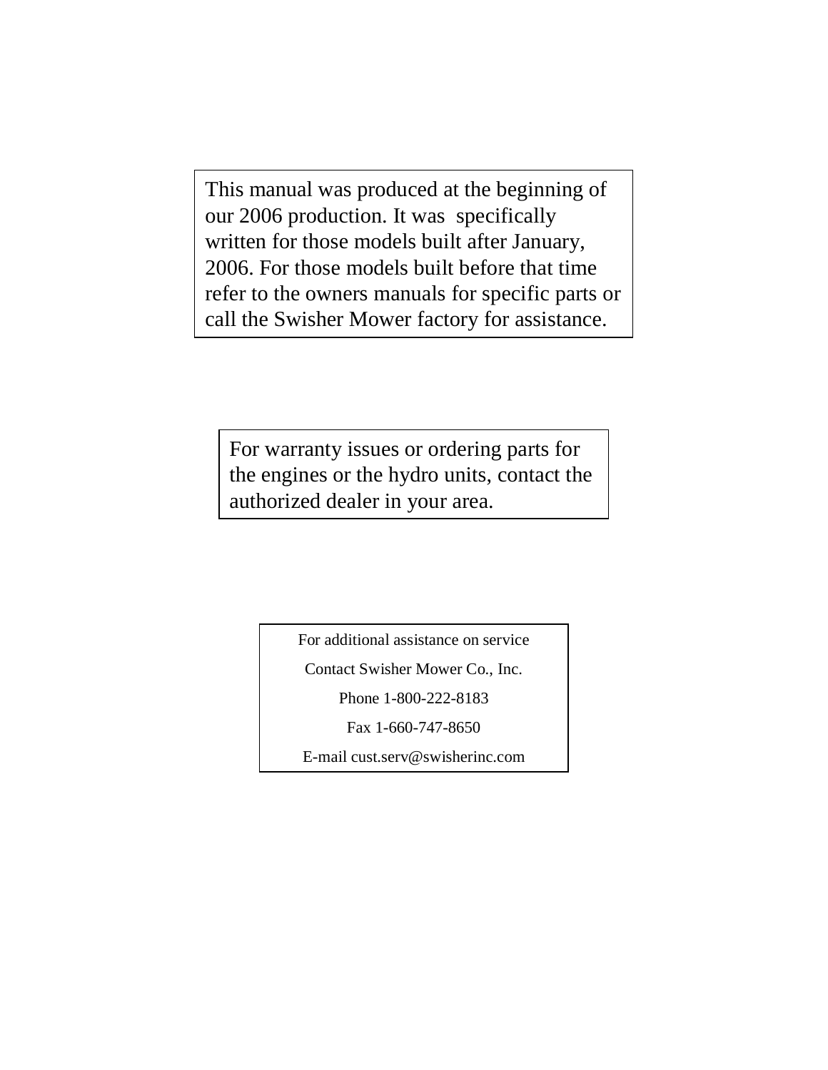This manual was produced at the beginning of our 2006 production. It was specifically written for those models built after January, 2006. For those models built before that time refer to the owners manuals for specific parts or call the Swisher Mower factory for assistance.

For warranty issues or ordering parts for the engines or the hydro units, contact the authorized dealer in your area.

For additional assistance on service

Contact Swisher Mower Co., Inc.

Phone 1-800-222-8183

Fax 1-660-747-8650

E-mail cust.serv@swisherinc.com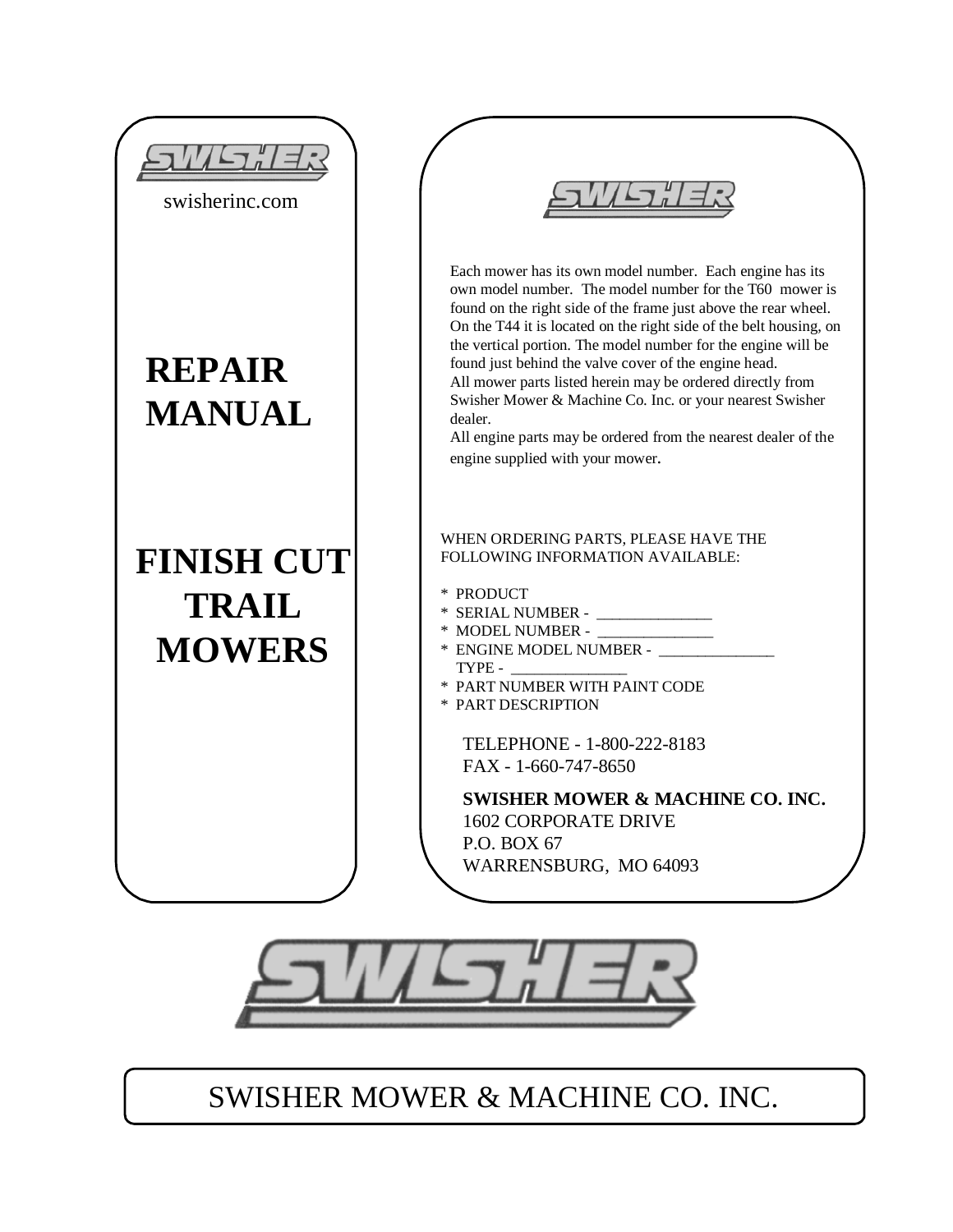SWISHER

swisherinc.com

# REPAIR MANUAL

# FINISH CUT TRAIL MOWERS

SWISHER

Each mower has its own model number. Each engine has its own model number. The model number for the T60 mower is found on the right side of the frame just above the rear wheel. On the T44 it is located on the right side of the belt housing, on the vertical portion. The model number for the engine will be found just behind the valve cover of the engine head.
All mower parts listed herein may be ordered directly from Swisher Mower & Machine Co. Inc. or your nearest Swisher dealer.
All engine parts may be ordered from the nearest dealer of the engine supplied with your mower.

WHEN ORDERING PARTS, PLEASE HAVE THE FOLLOWING INFORMATION AVAILABLE:

- PRODUCT
- SERIAL NUMBER - _______________
- MODEL NUMBER - _______________
- ENGINE MODEL NUMBER - _______________
  TYPE - _______________
- PART NUMBER WITH PAINT CODE
- PART DESCRIPTION

TELEPHONE - 1-800-222-8183
FAX - 1-660-747-8650

**SWISHER MOWER & MACHINE CO. INC.**
1602 CORPORATE DRIVE
P.O. BOX 67
WARRENSBURG, MO 64093

SWISHER

SWISHER MOWER & MACHINE CO. INC.